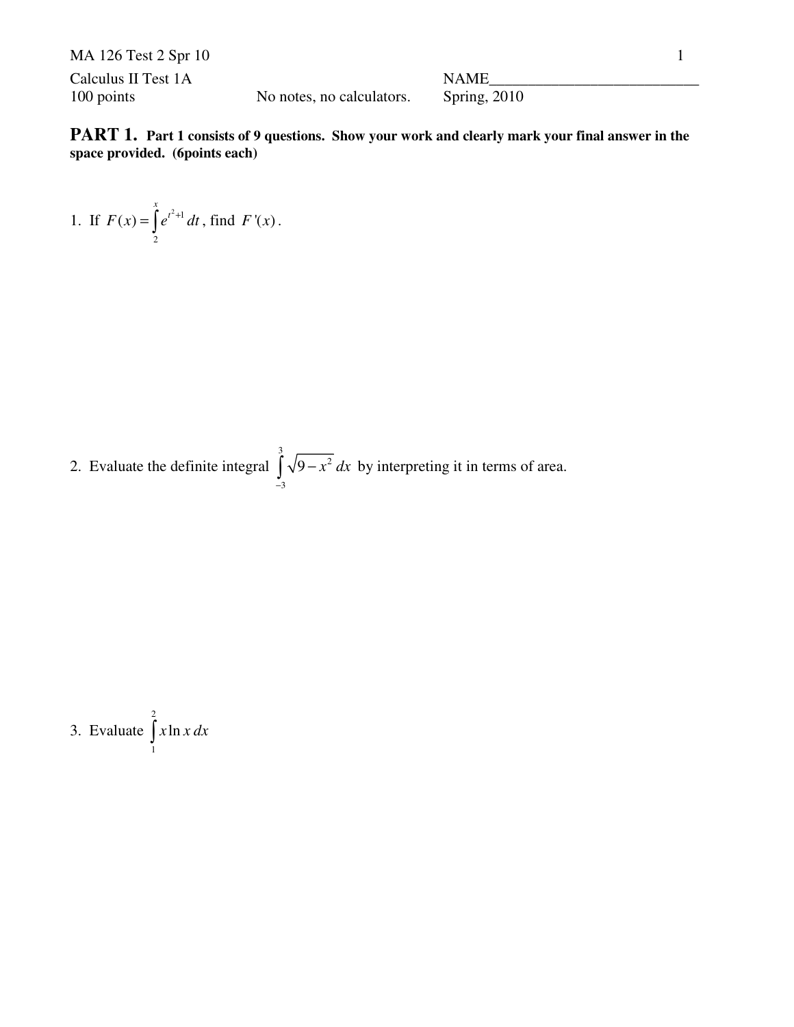Calculus II Test 1A | NAME___________________________
100 points | No notes, no calculators. | Spring, 2010

**PART 1.** **Part 1 consists of 9 questions. Show your work and clearly mark your final answer in the space provided. (6points each)**

1. If $F(x) = \int_{2}^{x} e^{t^2+1}\, dt$, find $F'(x)$.

2. Evaluate the definite integral $\int_{-3}^{3} \sqrt{9-x^2}\, dx$ by interpreting it in terms of area.

3. Evaluate $\int_{1}^{2} x \ln x\, dx$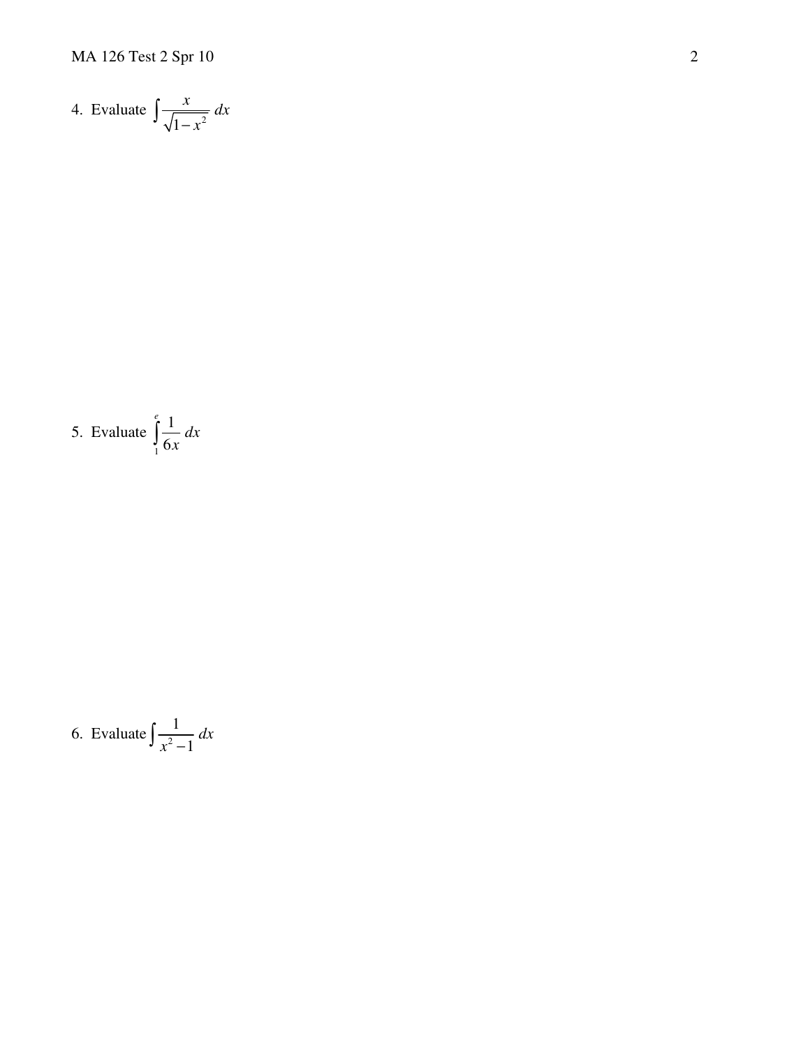4. Evaluate $\int \frac{x}{\sqrt{1-x^2}}\,dx$

5. Evaluate $\int_1^e \frac{1}{6x}\,dx$

6. Evaluate $\int \frac{1}{x^2-1}\,dx$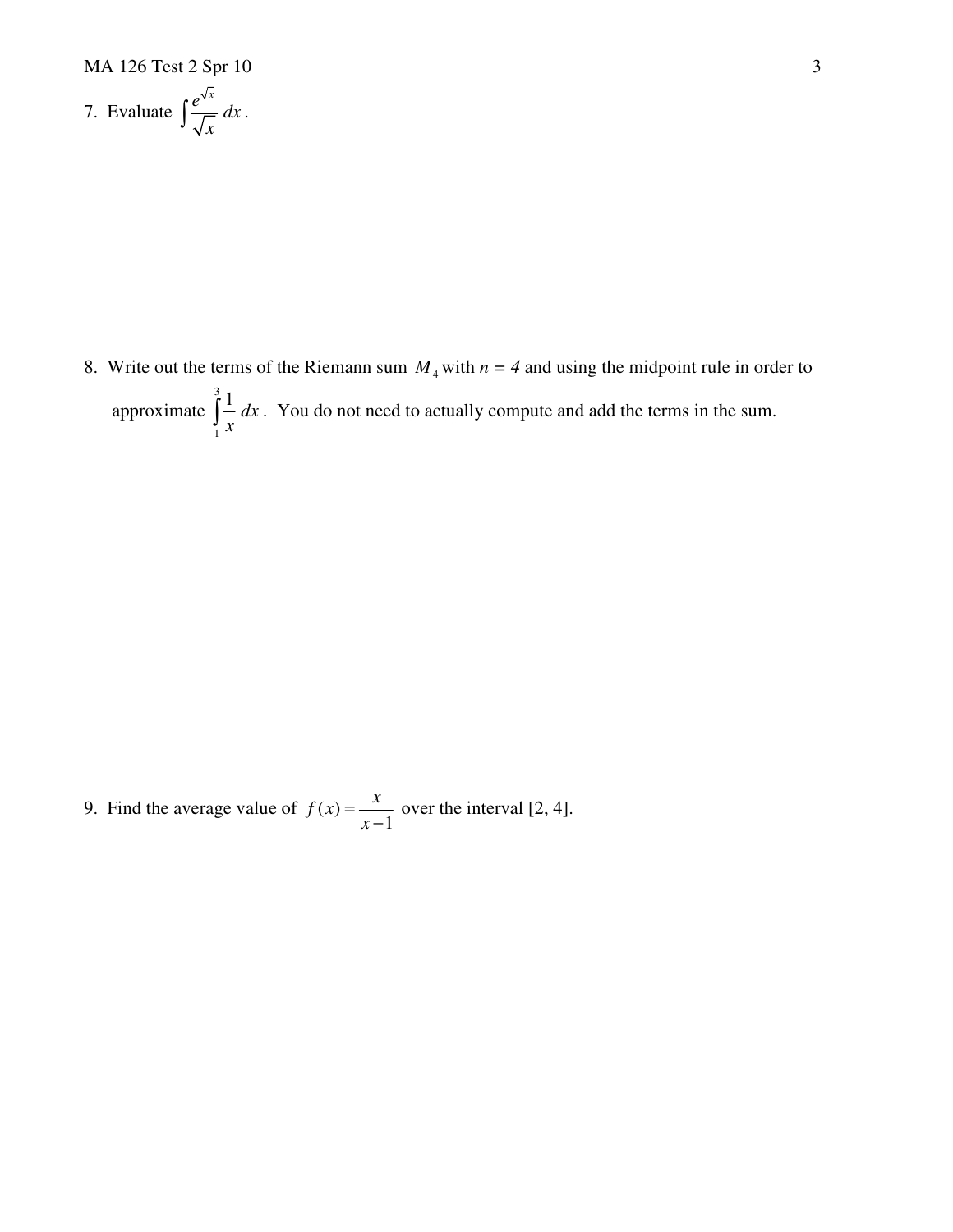7. Evaluate $\int \frac{e^{\sqrt{x}}}{\sqrt{x}}\, dx$.

8. Write out the terms of the Riemann sum $M_4$ with $n = 4$ and using the midpoint rule in order to approximate $\int_1^3 \frac{1}{x}\, dx$. You do not need to actually compute and add the terms in the sum.

9. Find the average value of $f(x) = \frac{x}{x-1}$ over the interval [2, 4].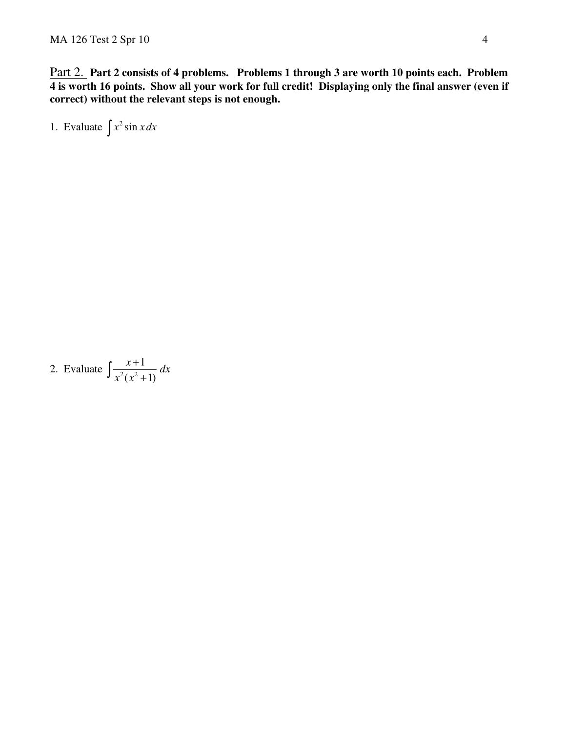Part 2. **Part 2 consists of 4 problems. Problems 1 through 3 are worth 10 points each. Problem 4 is worth 16 points. Show all your work for full credit! Displaying only the final answer (even if correct) without the relevant steps is not enough.**

1. Evaluate $\int x^2 \sin x \, dx$

2. Evaluate $\int \frac{x+1}{x^2(x^2+1)} \, dx$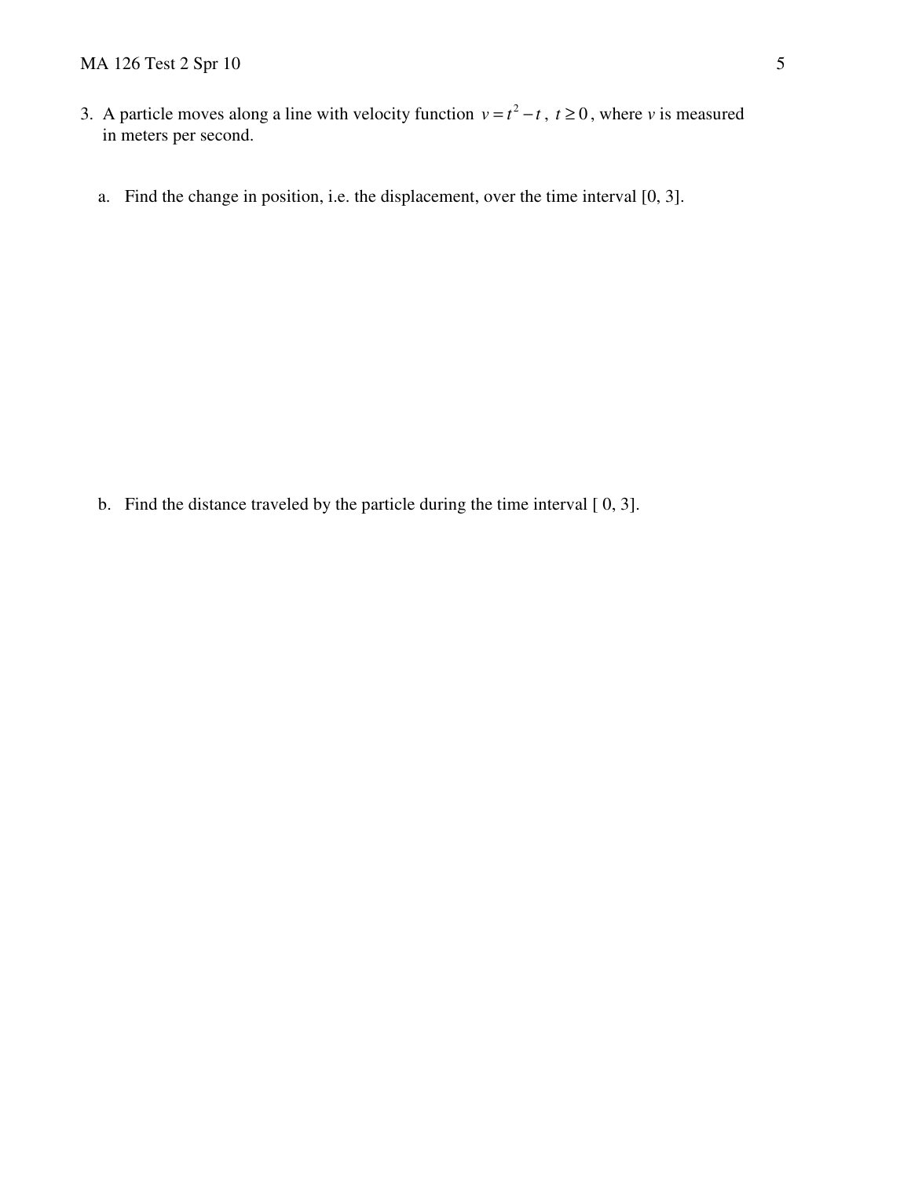3. A particle moves along a line with velocity function $v = t^2 - t$, $t \geq 0$, where $v$ is measured in meters per second.

   a. Find the change in position, i.e. the displacement, over the time interval [0, 3].

   b. Find the distance traveled by the particle during the time interval [ 0, 3].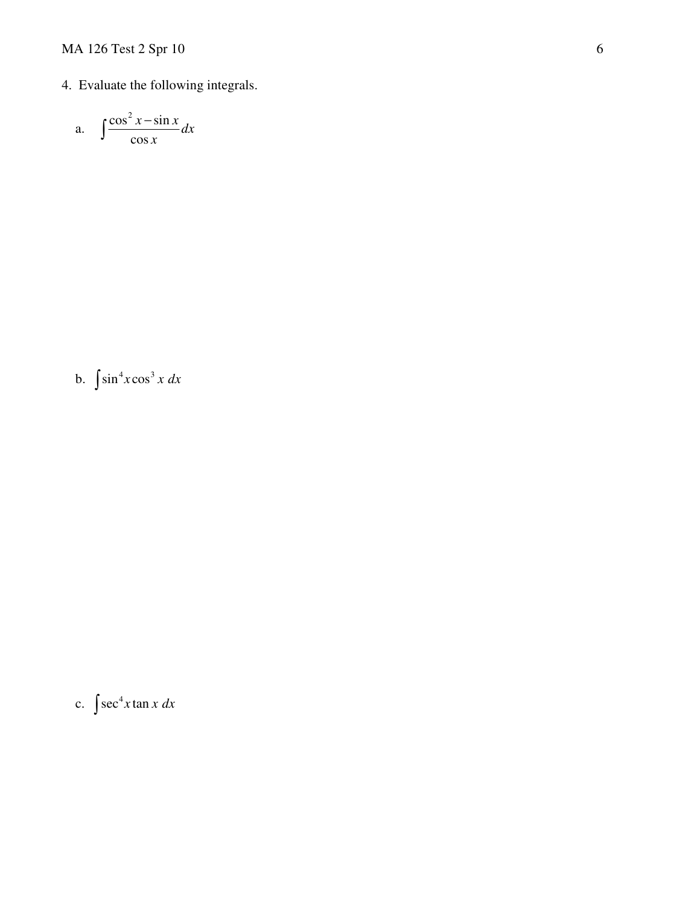4. Evaluate the following integrals.

a. $\displaystyle\int \frac{\cos^2 x - \sin x}{\cos x} dx$

b. $\displaystyle\int \sin^4 x \cos^3 x \, dx$

c. $\displaystyle\int \sec^4 x \tan x \, dx$